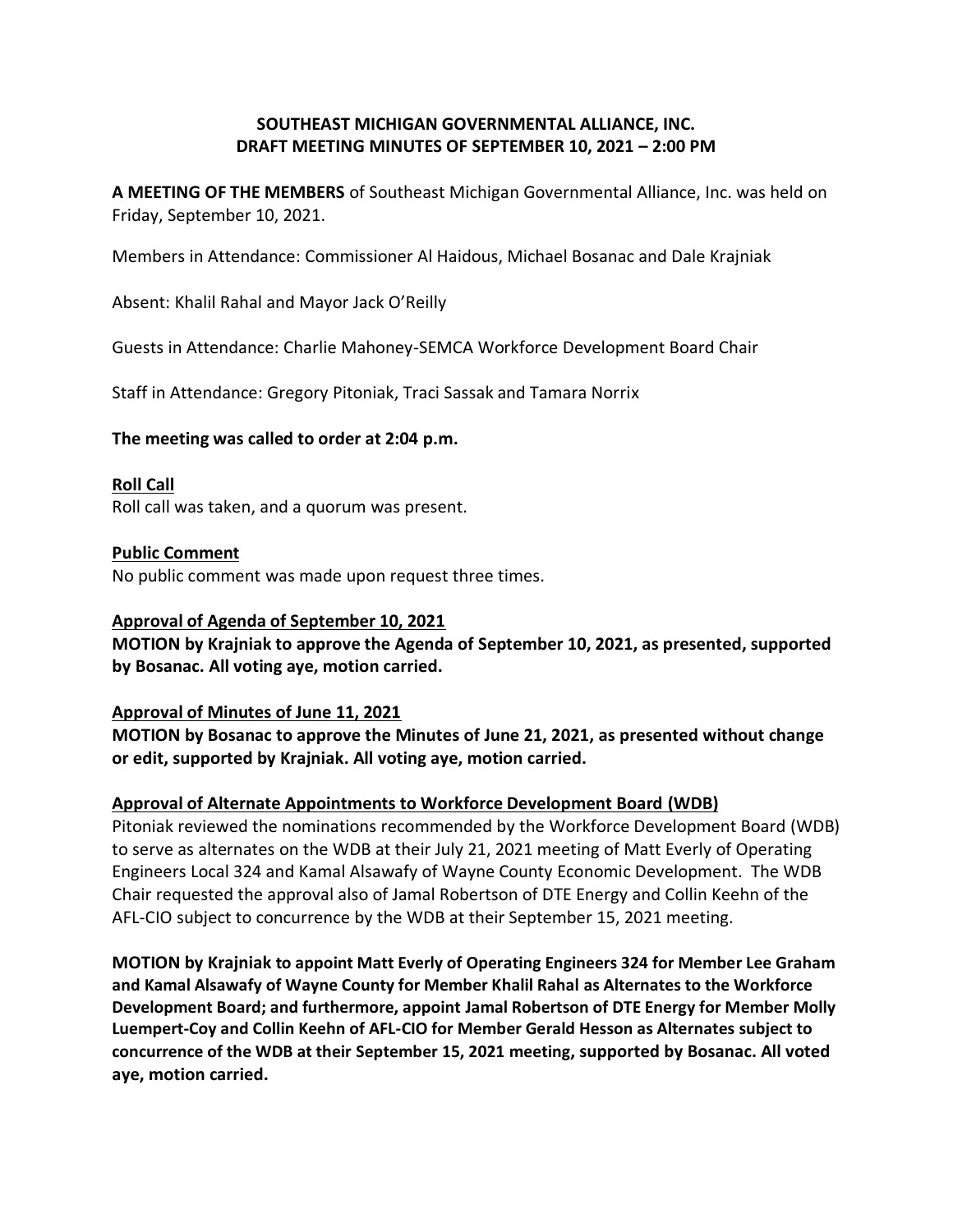**SOUTHEAST MICHIGAN GOVERNMENTAL ALLIANCE, INC.**
**DRAFT MEETING MINUTES OF SEPTEMBER 10, 2021 – 2:00 PM**

**A MEETING OF THE MEMBERS** of Southeast Michigan Governmental Alliance, Inc. was held on Friday, September 10, 2021.

Members in Attendance: Commissioner Al Haidous, Michael Bosanac and Dale Krajniak

Absent: Khalil Rahal and Mayor Jack O'Reilly

Guests in Attendance: Charlie Mahoney-SEMCA Workforce Development Board Chair

Staff in Attendance: Gregory Pitoniak, Traci Sassak and Tamara Norrix

**The meeting was called to order at 2:04 p.m.**

**Roll Call**

Roll call was taken, and a quorum was present.

**Public Comment**

No public comment was made upon request three times.

**Approval of Agenda of September 10, 2021**

**MOTION by Krajniak to approve the Agenda of September 10, 2021, as presented, supported by Bosanac. All voting aye, motion carried.**

**Approval of Minutes of June 11, 2021**

**MOTION by Bosanac to approve the Minutes of June 21, 2021, as presented without change or edit, supported by Krajniak. All voting aye, motion carried.**

**Approval of Alternate Appointments to Workforce Development Board (WDB)**

Pitoniak reviewed the nominations recommended by the Workforce Development Board (WDB) to serve as alternates on the WDB at their July 21, 2021 meeting of Matt Everly of Operating Engineers Local 324 and Kamal Alsawafy of Wayne County Economic Development. The WDB Chair requested the approval also of Jamal Robertson of DTE Energy and Collin Keehn of the AFL-CIO subject to concurrence by the WDB at their September 15, 2021 meeting.

**MOTION by Krajniak to appoint Matt Everly of Operating Engineers 324 for Member Lee Graham and Kamal Alsawafy of Wayne County for Member Khalil Rahal as Alternates to the Workforce Development Board; and furthermore, appoint Jamal Robertson of DTE Energy for Member Molly Luempert-Coy and Collin Keehn of AFL-CIO for Member Gerald Hesson as Alternates subject to concurrence of the WDB at their September 15, 2021 meeting, supported by Bosanac. All voted aye, motion carried.**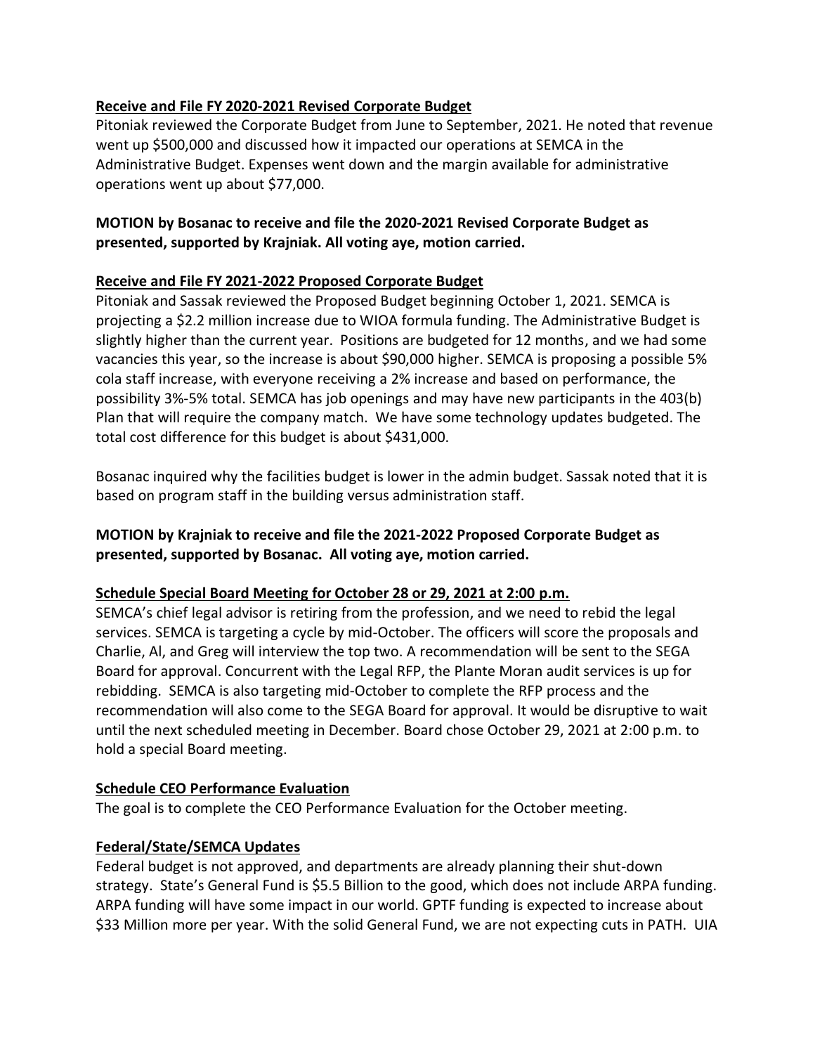**Receive and File FY 2020-2021 Revised Corporate Budget**

Pitoniak reviewed the Corporate Budget from June to September, 2021. He noted that revenue went up $500,000 and discussed how it impacted our operations at SEMCA in the Administrative Budget. Expenses went down and the margin available for administrative operations went up about $77,000.

**MOTION by Bosanac to receive and file the 2020-2021 Revised Corporate Budget as presented, supported by Krajniak. All voting aye, motion carried.**

**Receive and File FY 2021-2022 Proposed Corporate Budget**

Pitoniak and Sassak reviewed the Proposed Budget beginning October 1, 2021. SEMCA is projecting a $2.2 million increase due to WIOA formula funding. The Administrative Budget is slightly higher than the current year. Positions are budgeted for 12 months, and we had some vacancies this year, so the increase is about $90,000 higher. SEMCA is proposing a possible 5% cola staff increase, with everyone receiving a 2% increase and based on performance, the possibility 3%-5% total. SEMCA has job openings and may have new participants in the 403(b) Plan that will require the company match. We have some technology updates budgeted. The total cost difference for this budget is about $431,000.

Bosanac inquired why the facilities budget is lower in the admin budget. Sassak noted that it is based on program staff in the building versus administration staff.

**MOTION by Krajniak to receive and file the 2021-2022 Proposed Corporate Budget as presented, supported by Bosanac. All voting aye, motion carried.**

**Schedule Special Board Meeting for October 28 or 29, 2021 at 2:00 p.m.**

SEMCA's chief legal advisor is retiring from the profession, and we need to rebid the legal services. SEMCA is targeting a cycle by mid-October. The officers will score the proposals and Charlie, Al, and Greg will interview the top two. A recommendation will be sent to the SEGA Board for approval. Concurrent with the Legal RFP, the Plante Moran audit services is up for rebidding. SEMCA is also targeting mid-October to complete the RFP process and the recommendation will also come to the SEGA Board for approval. It would be disruptive to wait until the next scheduled meeting in December. Board chose October 29, 2021 at 2:00 p.m. to hold a special Board meeting.

**Schedule CEO Performance Evaluation**

The goal is to complete the CEO Performance Evaluation for the October meeting.

**Federal/State/SEMCA Updates**

Federal budget is not approved, and departments are already planning their shut-down strategy. State's General Fund is $5.5 Billion to the good, which does not include ARPA funding. ARPA funding will have some impact in our world. GPTF funding is expected to increase about $33 Million more per year. With the solid General Fund, we are not expecting cuts in PATH. UIA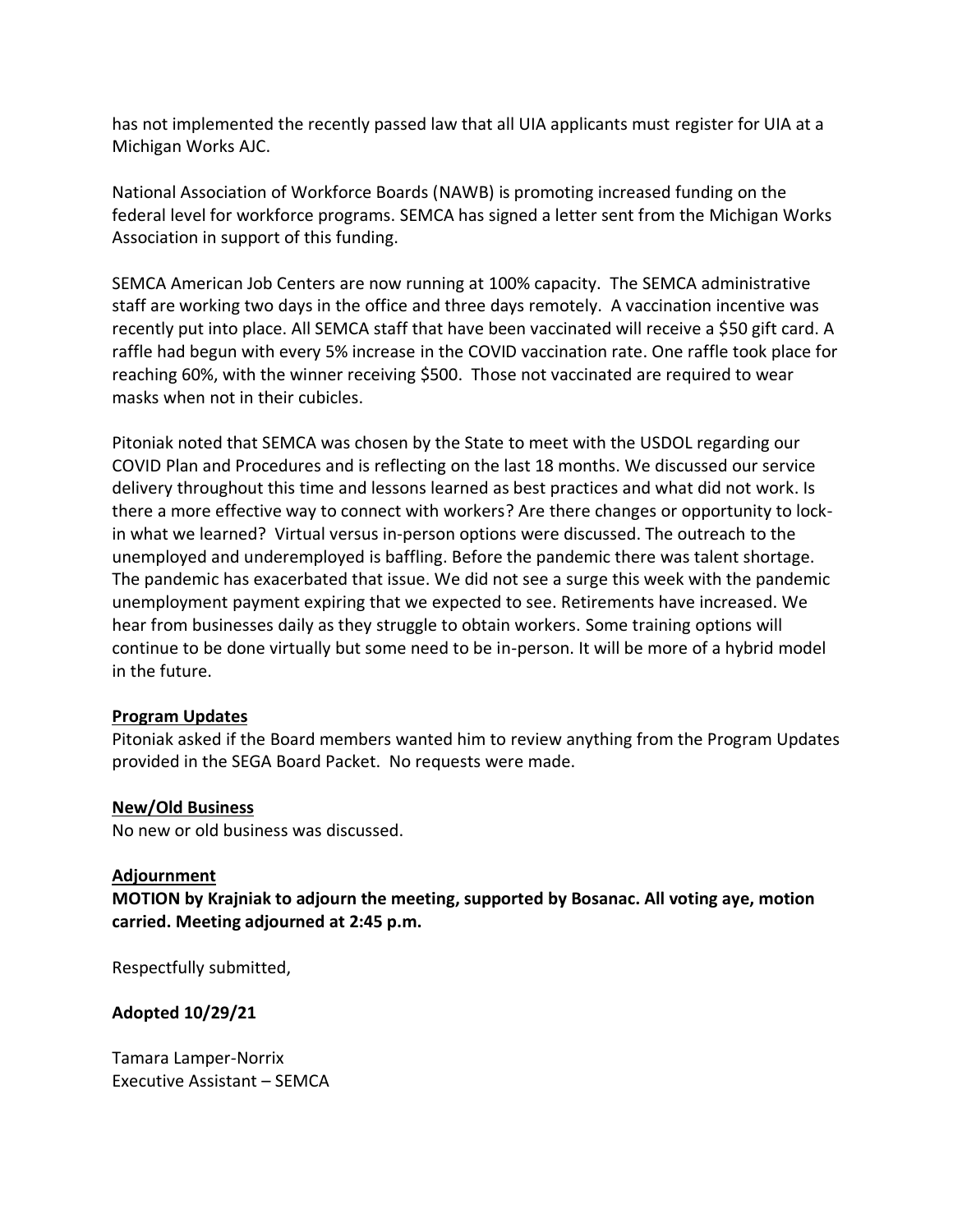has not implemented the recently passed law that all UIA applicants must register for UIA at a Michigan Works AJC.

National Association of Workforce Boards (NAWB) is promoting increased funding on the federal level for workforce programs. SEMCA has signed a letter sent from the Michigan Works Association in support of this funding.

SEMCA American Job Centers are now running at 100% capacity. The SEMCA administrative staff are working two days in the office and three days remotely. A vaccination incentive was recently put into place. All SEMCA staff that have been vaccinated will receive a $50 gift card. A raffle had begun with every 5% increase in the COVID vaccination rate. One raffle took place for reaching 60%, with the winner receiving $500. Those not vaccinated are required to wear masks when not in their cubicles.

Pitoniak noted that SEMCA was chosen by the State to meet with the USDOL regarding our COVID Plan and Procedures and is reflecting on the last 18 months. We discussed our service delivery throughout this time and lessons learned as best practices and what did not work. Is there a more effective way to connect with workers? Are there changes or opportunity to lock-in what we learned? Virtual versus in-person options were discussed. The outreach to the unemployed and underemployed is baffling. Before the pandemic there was talent shortage. The pandemic has exacerbated that issue. We did not see a surge this week with the pandemic unemployment payment expiring that we expected to see. Retirements have increased. We hear from businesses daily as they struggle to obtain workers. Some training options will continue to be done virtually but some need to be in-person. It will be more of a hybrid model in the future.

**Program Updates**

Pitoniak asked if the Board members wanted him to review anything from the Program Updates provided in the SEGA Board Packet. No requests were made.

**New/Old Business**

No new or old business was discussed.

**Adjournment**

**MOTION by Krajniak to adjourn the meeting, supported by Bosanac. All voting aye, motion carried. Meeting adjourned at 2:45 p.m.**

Respectfully submitted,

**Adopted 10/29/21**

Tamara Lamper-Norrix
Executive Assistant – SEMCA